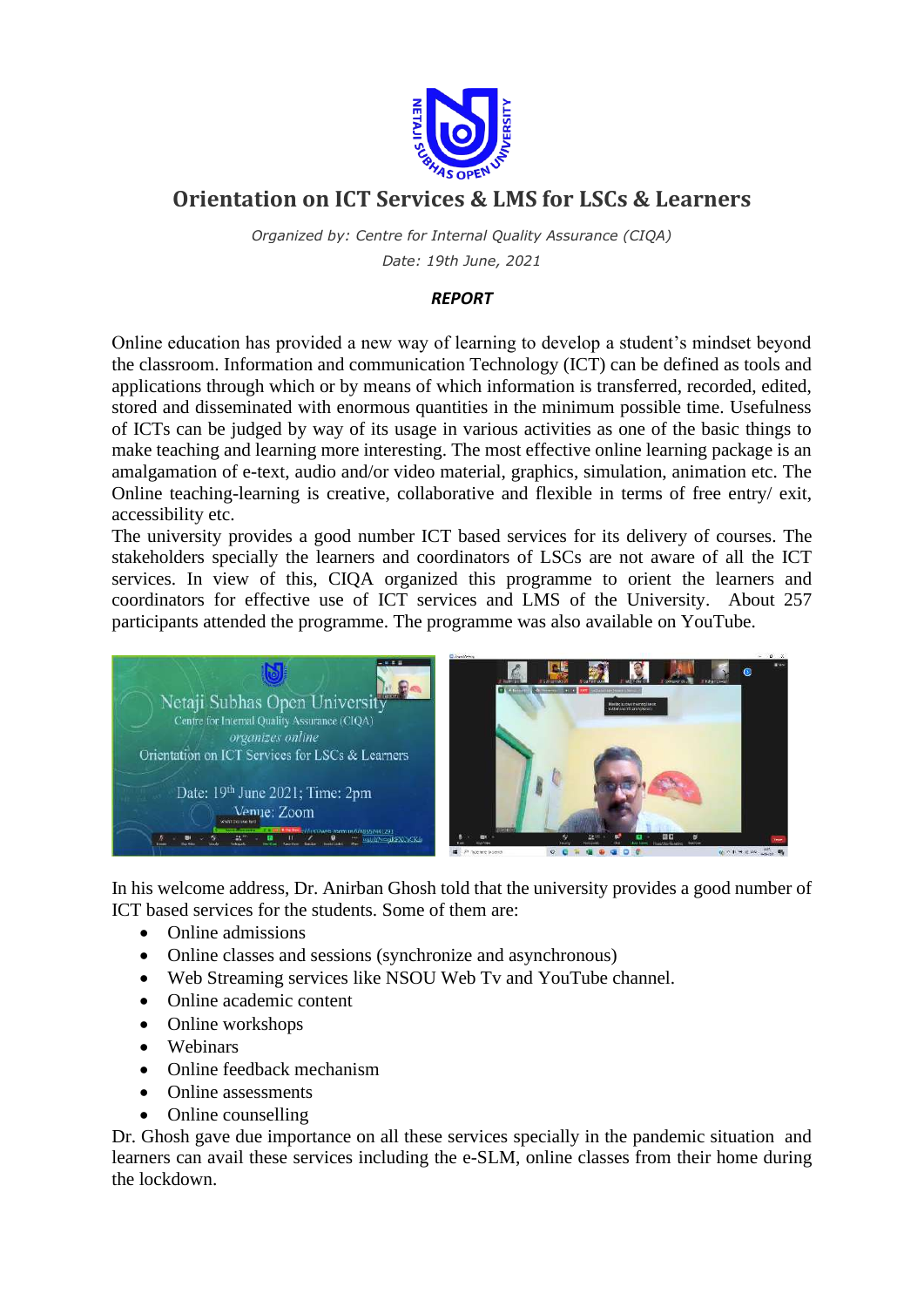# Orientation on ICT Services & LMS for LSCs & Learners

*Organized by: Centre for Internal Quality Assurance (CIQA)*

*Date: 19th June, 2021*

***REPORT***

Online education has provided a new way of learning to develop a student's mindset beyond the classroom. Information and communication Technology (ICT) can be defined as tools and applications through which or by means of which information is transferred, recorded, edited, stored and disseminated with enormous quantities in the minimum possible time. Usefulness of ICTs can be judged by way of its usage in various activities as one of the basic things to make teaching and learning more interesting. The most effective online learning package is an amalgamation of e-text, audio and/or video material, graphics, simulation, animation etc. The Online teaching-learning is creative, collaborative and flexible in terms of free entry/ exit, accessibility etc.

The university provides a good number ICT based services for its delivery of courses. The stakeholders specially the learners and coordinators of LSCs are not aware of all the ICT services. In view of this, CIQA organized this programme to orient the learners and coordinators for effective use of ICT services and LMS of the University. About 257 participants attended the programme. The programme was also available on YouTube.

In his welcome address, Dr. Anirban Ghosh told that the university provides a good number of ICT based services for the students. Some of them are:

- Online admissions
- Online classes and sessions (synchronize and asynchronous)
- Web Streaming services like NSOU Web Tv and YouTube channel.
- Online academic content
- Online workshops
- Webinars
- Online feedback mechanism
- Online assessments
- Online counselling

Dr. Ghosh gave due importance on all these services specially in the pandemic situation and learners can avail these services including the e-SLM, online classes from their home during the lockdown.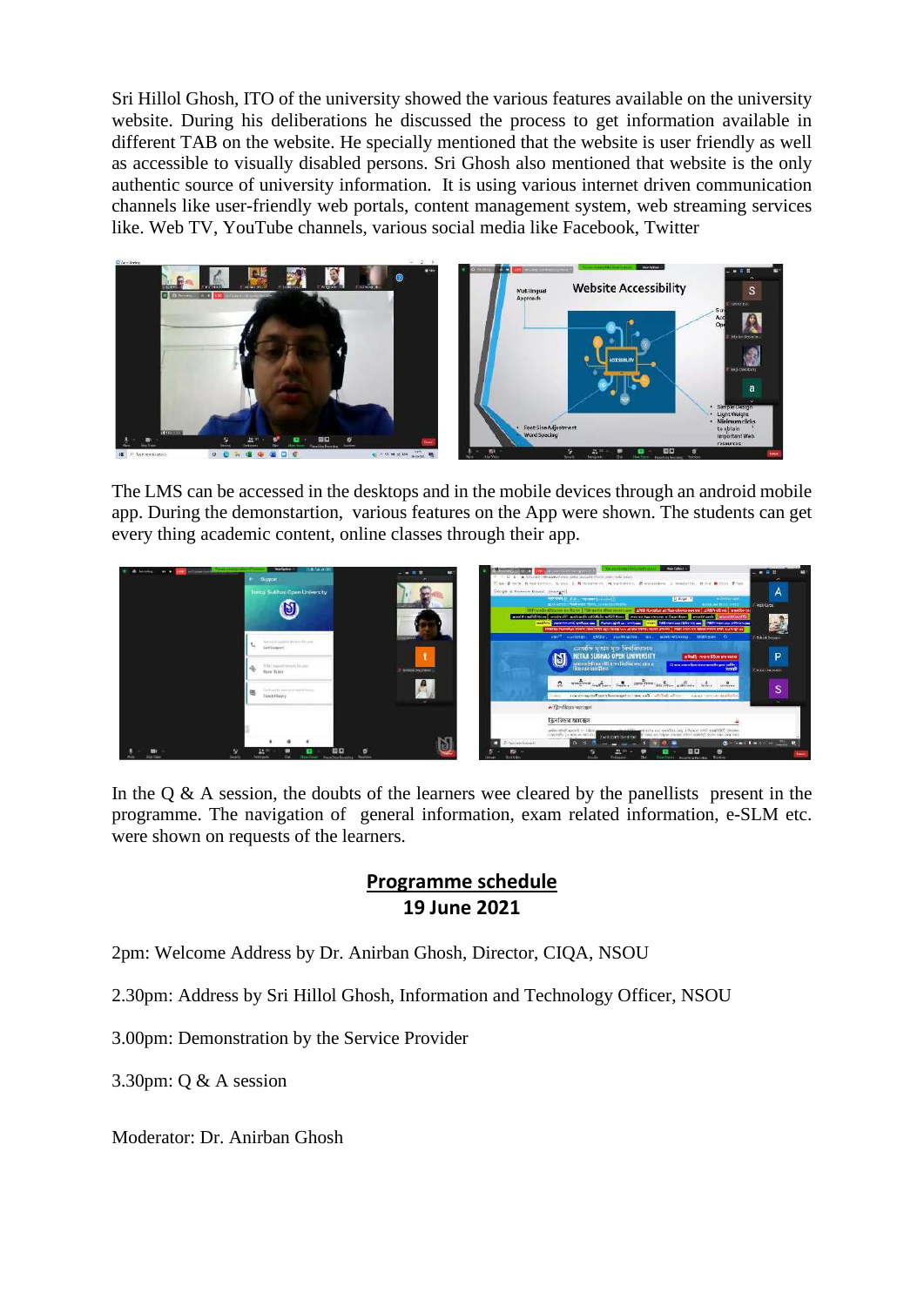Sri Hillol Ghosh, ITO of the university showed the various features available on the university website. During his deliberations he discussed the process to get information available in different TAB on the website. He specially mentioned that the website is user friendly as well as accessible to visually disabled persons. Sri Ghosh also mentioned that website is the only authentic source of university information. It is using various internet driven communication channels like user-friendly web portals, content management system, web streaming services like. Web TV, YouTube channels, various social media like Facebook, Twitter

The LMS can be accessed in the desktops and in the mobile devices through an android mobile app. During the demonstartion, various features on the App were shown. The students can get every thing academic content, online classes through their app.

In the Q & A session, the doubts of the learners wee cleared by the panellists present in the programme. The navigation of general information, exam related information, e-SLM etc. were shown on requests of the learners.

## **Programme schedule**
## **19 June 2021**

2pm: Welcome Address by Dr. Anirban Ghosh, Director, CIQA, NSOU

2.30pm: Address by Sri Hillol Ghosh, Information and Technology Officer, NSOU

3.00pm: Demonstration by the Service Provider

3.30pm: Q & A session

Moderator: Dr. Anirban Ghosh